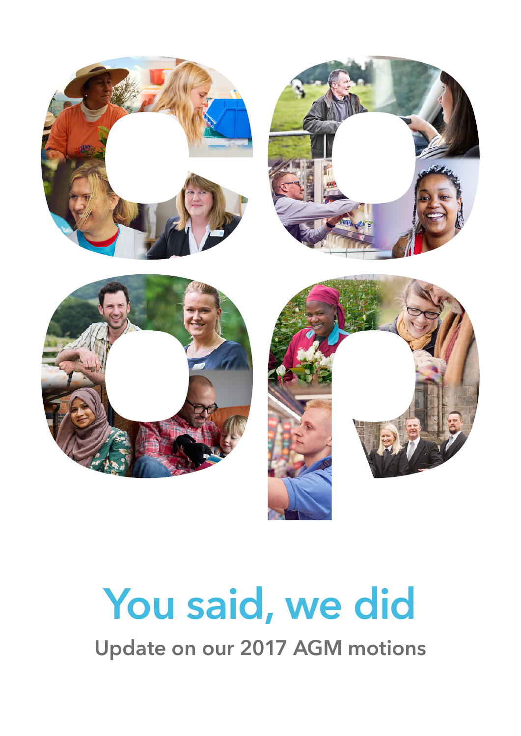# You said, we did

## Update on our 2017 AGM motions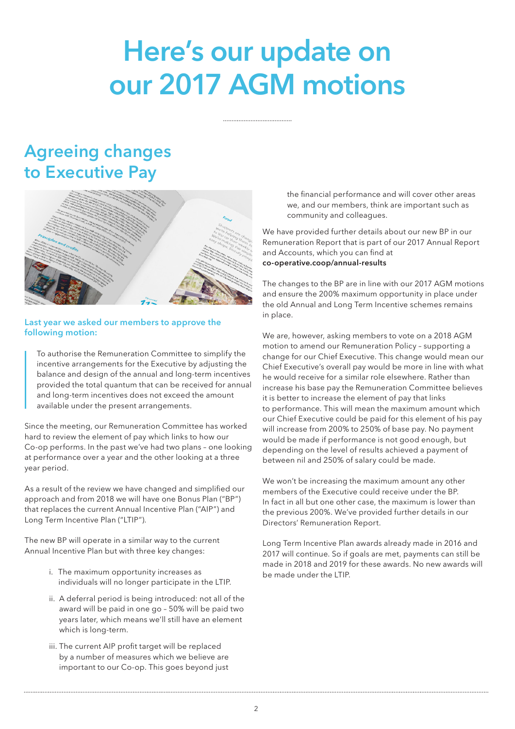# Here's our update on our 2017 AGM motions

## Agreeing changes to Executive Pay

### Last year we asked our members to approve the following motion:

> To authorise the Remuneration Committee to simplify the incentive arrangements for the Executive by adjusting the balance and design of the annual and long-term incentives provided the total quantum that can be received for annual and long-term incentives does not exceed the amount available under the present arrangements.

Since the meeting, our Remuneration Committee has worked hard to review the element of pay which links to how our Co-op performs. In the past we've had two plans – one looking at performance over a year and the other looking at a three year period.

As a result of the review we have changed and simplified our approach and from 2018 we will have one Bonus Plan ("BP") that replaces the current Annual Incentive Plan ("AIP") and Long Term Incentive Plan ("LTIP").

The new BP will operate in a similar way to the current Annual Incentive Plan but with three key changes:

i. The maximum opportunity increases as individuals will no longer participate in the LTIP.

ii. A deferral period is being introduced: not all of the award will be paid in one go – 50% will be paid two years later, which means we'll still have an element which is long-term.

iii. The current AIP profit target will be replaced by a number of measures which we believe are important to our Co-op. This goes beyond just the financial performance and will cover other areas we, and our members, think are important such as community and colleagues.

We have provided further details about our new BP in our Remuneration Report that is part of our 2017 Annual Report and Accounts, which you can find at **co-operative.coop/annual-results**

The changes to the BP are in line with our 2017 AGM motions and ensure the 200% maximum opportunity in place under the old Annual and Long Term Incentive schemes remains in place.

We are, however, asking members to vote on a 2018 AGM motion to amend our Remuneration Policy – supporting a change for our Chief Executive. This change would mean our Chief Executive's overall pay would be more in line with what he would receive for a similar role elsewhere. Rather than increase his base pay the Remuneration Committee believes it is better to increase the element of pay that links to performance. This will mean the maximum amount which our Chief Executive could be paid for this element of his pay will increase from 200% to 250% of base pay. No payment would be made if performance is not good enough, but depending on the level of results achieved a payment of between nil and 250% of salary could be made.

We won't be increasing the maximum amount any other members of the Executive could receive under the BP. In fact in all but one other case, the maximum is lower than the previous 200%. We've provided further details in our Directors' Remuneration Report.

Long Term Incentive Plan awards already made in 2016 and 2017 will continue. So if goals are met, payments can still be made in 2018 and 2019 for these awards. No new awards will be made under the LTIP.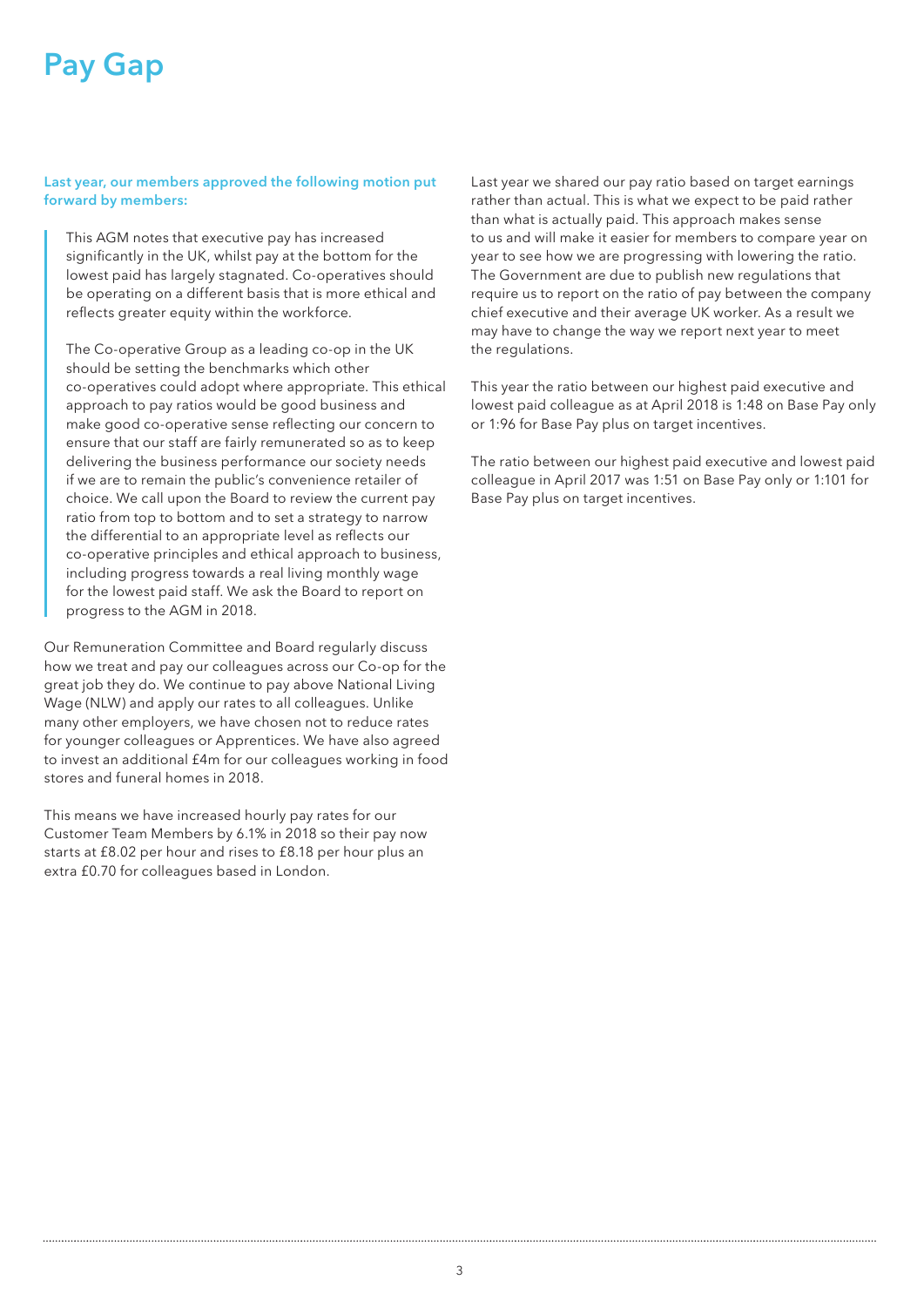# Pay Gap

**Last year, our members approved the following motion put forward by members:**

> This AGM notes that executive pay has increased significantly in the UK, whilst pay at the bottom for the lowest paid has largely stagnated. Co-operatives should be operating on a different basis that is more ethical and reflects greater equity within the workforce.
>
> The Co-operative Group as a leading co-op in the UK should be setting the benchmarks which other co-operatives could adopt where appropriate. This ethical approach to pay ratios would be good business and make good co-operative sense reflecting our concern to ensure that our staff are fairly remunerated so as to keep delivering the business performance our society needs if we are to remain the public's convenience retailer of choice. We call upon the Board to review the current pay ratio from top to bottom and to set a strategy to narrow the differential to an appropriate level as reflects our co-operative principles and ethical approach to business, including progress towards a real living monthly wage for the lowest paid staff. We ask the Board to report on progress to the AGM in 2018.

Our Remuneration Committee and Board regularly discuss how we treat and pay our colleagues across our Co-op for the great job they do. We continue to pay above National Living Wage (NLW) and apply our rates to all colleagues. Unlike many other employers, we have chosen not to reduce rates for younger colleagues or Apprentices. We have also agreed to invest an additional £4m for our colleagues working in food stores and funeral homes in 2018.

This means we have increased hourly pay rates for our Customer Team Members by 6.1% in 2018 so their pay now starts at £8.02 per hour and rises to £8.18 per hour plus an extra £0.70 for colleagues based in London.

Last year we shared our pay ratio based on target earnings rather than actual. This is what we expect to be paid rather than what is actually paid. This approach makes sense to us and will make it easier for members to compare year on year to see how we are progressing with lowering the ratio. The Government are due to publish new regulations that require us to report on the ratio of pay between the company chief executive and their average UK worker. As a result we may have to change the way we report next year to meet the regulations.

This year the ratio between our highest paid executive and lowest paid colleague as at April 2018 is 1:48 on Base Pay only or 1:96 for Base Pay plus on target incentives.

The ratio between our highest paid executive and lowest paid colleague in April 2017 was 1:51 on Base Pay only or 1:101 for Base Pay plus on target incentives.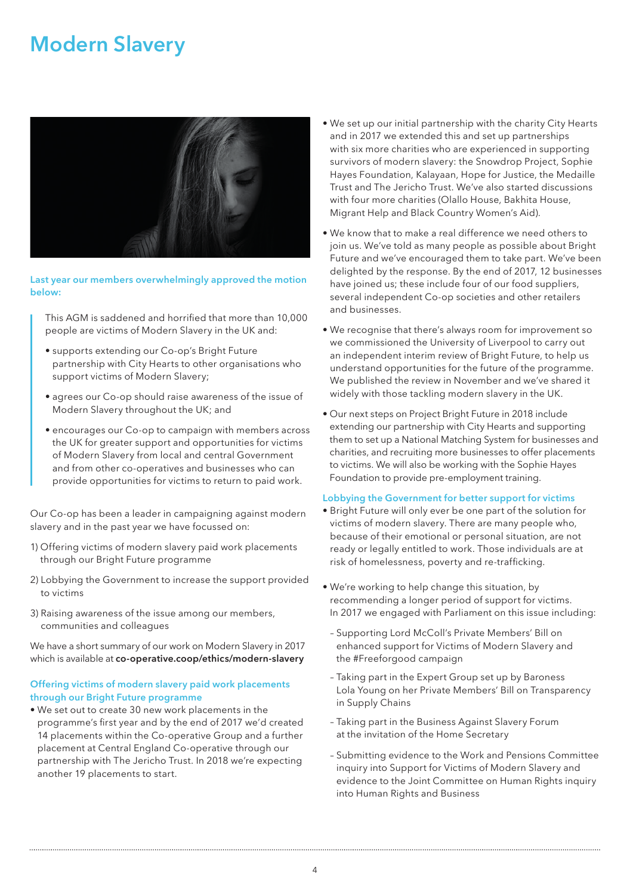# Modern Slavery

**Last year our members overwhelmingly approved the motion below:**

> This AGM is saddened and horrified that more than 10,000 people are victims of Modern Slavery in the UK and:
>
> - supports extending our Co-op's Bright Future partnership with City Hearts to other organisations who support victims of Modern Slavery;
> - agrees our Co-op should raise awareness of the issue of Modern Slavery throughout the UK; and
> - encourages our Co-op to campaign with members across the UK for greater support and opportunities for victims of Modern Slavery from local and central Government and from other co-operatives and businesses who can provide opportunities for victims to return to paid work.

Our Co-op has been a leader in campaigning against modern slavery and in the past year we have focussed on:

1) Offering victims of modern slavery paid work placements through our Bright Future programme
2) Lobbying the Government to increase the support provided to victims
3) Raising awareness of the issue among our members, communities and colleagues

We have a short summary of our work on Modern Slavery in 2017 which is available at **co-operative.coop/ethics/modern-slavery**

### Offering victims of modern slavery paid work placements through our Bright Future programme

- We set out to create 30 new work placements in the programme's first year and by the end of 2017 we'd created 14 placements within the Co-operative Group and a further placement at Central England Co-operative through our partnership with The Jericho Trust. In 2018 we're expecting another 19 placements to start.
- We set up our initial partnership with the charity City Hearts and in 2017 we extended this and set up partnerships with six more charities who are experienced in supporting survivors of modern slavery: the Snowdrop Project, Sophie Hayes Foundation, Kalayaan, Hope for Justice, the Medaille Trust and The Jericho Trust. We've also started discussions with four more charities (Olallo House, Bakhita House, Migrant Help and Black Country Women's Aid).
- We know that to make a real difference we need others to join us. We've told as many people as possible about Bright Future and we've encouraged them to take part. We've been delighted by the response. By the end of 2017, 12 businesses have joined us; these include four of our food suppliers, several independent Co-op societies and other retailers and businesses.
- We recognise that there's always room for improvement so we commissioned the University of Liverpool to carry out an independent interim review of Bright Future, to help us understand opportunities for the future of the programme. We published the review in November and we've shared it widely with those tackling modern slavery in the UK.
- Our next steps on Project Bright Future in 2018 include extending our partnership with City Hearts and supporting them to set up a National Matching System for businesses and charities, and recruiting more businesses to offer placements to victims. We will also be working with the Sophie Hayes Foundation to provide pre-employment training.

### Lobbying the Government for better support for victims

- Bright Future will only ever be one part of the solution for victims of modern slavery. There are many people who, because of their emotional or personal situation, are not ready or legally entitled to work. Those individuals are at risk of homelessness, poverty and re-trafficking.
- We're working to help change this situation, by recommending a longer period of support for victims. In 2017 we engaged with Parliament on this issue including:
  - Supporting Lord McColl's Private Members' Bill on enhanced support for Victims of Modern Slavery and the #Freeforgood campaign
  - Taking part in the Expert Group set up by Baroness Lola Young on her Private Members' Bill on Transparency in Supply Chains
  - Taking part in the Business Against Slavery Forum at the invitation of the Home Secretary
  - Submitting evidence to the Work and Pensions Committee inquiry into Support for Victims of Modern Slavery and evidence to the Joint Committee on Human Rights inquiry into Human Rights and Business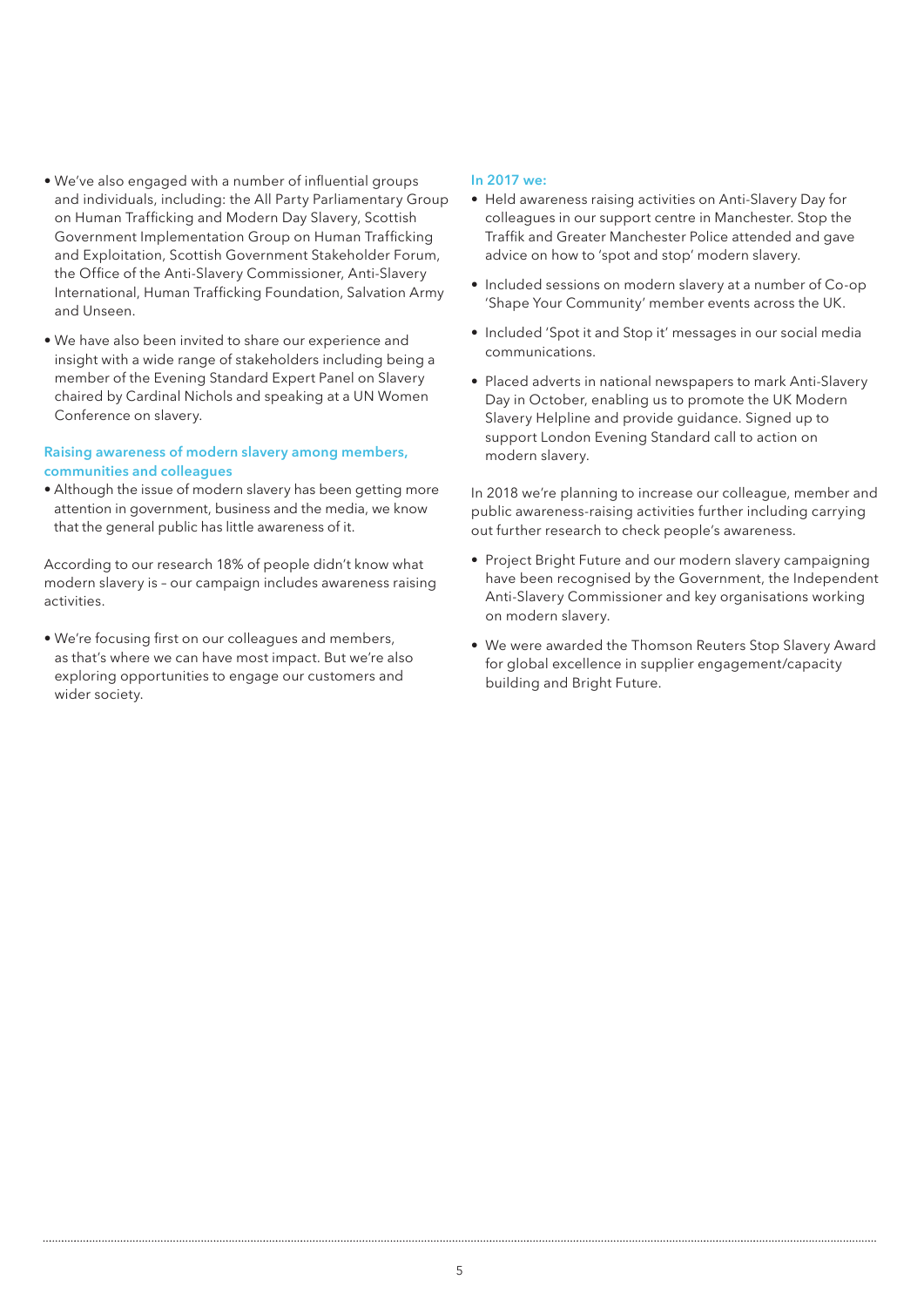- We've also engaged with a number of influential groups and individuals, including: the All Party Parliamentary Group on Human Trafficking and Modern Day Slavery, Scottish Government Implementation Group on Human Trafficking and Exploitation, Scottish Government Stakeholder Forum, the Office of the Anti-Slavery Commissioner, Anti-Slavery International, Human Trafficking Foundation, Salvation Army and Unseen.
- We have also been invited to share our experience and insight with a wide range of stakeholders including being a member of the Evening Standard Expert Panel on Slavery chaired by Cardinal Nichols and speaking at a UN Women Conference on slavery.

### Raising awareness of modern slavery among members, communities and colleagues

- Although the issue of modern slavery has been getting more attention in government, business and the media, we know that the general public has little awareness of it.

According to our research 18% of people didn't know what modern slavery is – our campaign includes awareness raising activities.

- We're focusing first on our colleagues and members, as that's where we can have most impact. But we're also exploring opportunities to engage our customers and wider society.

### In 2017 we:

- Held awareness raising activities on Anti-Slavery Day for colleagues in our support centre in Manchester. Stop the Traffik and Greater Manchester Police attended and gave advice on how to 'spot and stop' modern slavery.
- Included sessions on modern slavery at a number of Co-op 'Shape Your Community' member events across the UK.
- Included 'Spot it and Stop it' messages in our social media communications.
- Placed adverts in national newspapers to mark Anti-Slavery Day in October, enabling us to promote the UK Modern Slavery Helpline and provide guidance. Signed up to support London Evening Standard call to action on modern slavery.

In 2018 we're planning to increase our colleague, member and public awareness-raising activities further including carrying out further research to check people's awareness.

- Project Bright Future and our modern slavery campaigning have been recognised by the Government, the Independent Anti-Slavery Commissioner and key organisations working on modern slavery.
- We were awarded the Thomson Reuters Stop Slavery Award for global excellence in supplier engagement/capacity building and Bright Future.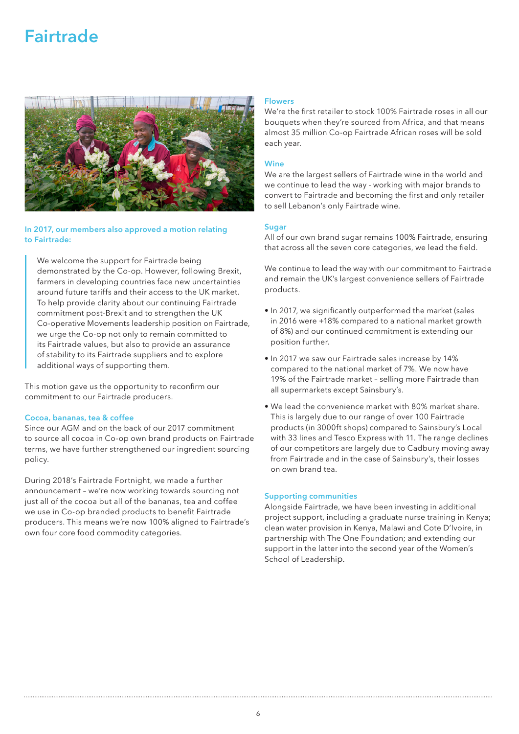# Fairtrade

**In 2017, our members also approved a motion relating to Fairtrade:**

> We welcome the support for Fairtrade being demonstrated by the Co-op. However, following Brexit, farmers in developing countries face new uncertainties around future tariffs and their access to the UK market. To help provide clarity about our continuing Fairtrade commitment post-Brexit and to strengthen the UK Co-operative Movements leadership position on Fairtrade, we urge the Co-op not only to remain committed to its Fairtrade values, but also to provide an assurance of stability to its Fairtrade suppliers and to explore additional ways of supporting them.

This motion gave us the opportunity to reconfirm our commitment to our Fairtrade producers.

### Cocoa, bananas, tea & coffee

Since our AGM and on the back of our 2017 commitment to source all cocoa in Co-op own brand products on Fairtrade terms, we have further strengthened our ingredient sourcing policy.

During 2018's Fairtrade Fortnight, we made a further announcement – we're now working towards sourcing not just all of the cocoa but all of the bananas, tea and coffee we use in Co-op branded products to benefit Fairtrade producers. This means we're now 100% aligned to Fairtrade's own four core food commodity categories.

### Flowers

We're the first retailer to stock 100% Fairtrade roses in all our bouquets when they're sourced from Africa, and that means almost 35 million Co-op Fairtrade African roses will be sold each year.

### Wine

We are the largest sellers of Fairtrade wine in the world and we continue to lead the way - working with major brands to convert to Fairtrade and becoming the first and only retailer to sell Lebanon's only Fairtrade wine.

### Sugar

All of our own brand sugar remains 100% Fairtrade, ensuring that across all the seven core categories, we lead the field.

We continue to lead the way with our commitment to Fairtrade and remain the UK's largest convenience sellers of Fairtrade products.

- In 2017, we significantly outperformed the market (sales in 2016 were +18% compared to a national market growth of 8%) and our continued commitment is extending our position further.
- In 2017 we saw our Fairtrade sales increase by 14% compared to the national market of 7%. We now have 19% of the Fairtrade market – selling more Fairtrade than all supermarkets except Sainsbury's.
- We lead the convenience market with 80% market share. This is largely due to our range of over 100 Fairtrade products (in 3000ft shops) compared to Sainsbury's Local with 33 lines and Tesco Express with 11. The range declines of our competitors are largely due to Cadbury moving away from Fairtrade and in the case of Sainsbury's, their losses on own brand tea.

### Supporting communities

Alongside Fairtrade, we have been investing in additional project support, including a graduate nurse training in Kenya; clean water provision in Kenya, Malawi and Cote D'Ivoire, in partnership with The One Foundation; and extending our support in the latter into the second year of the Women's School of Leadership.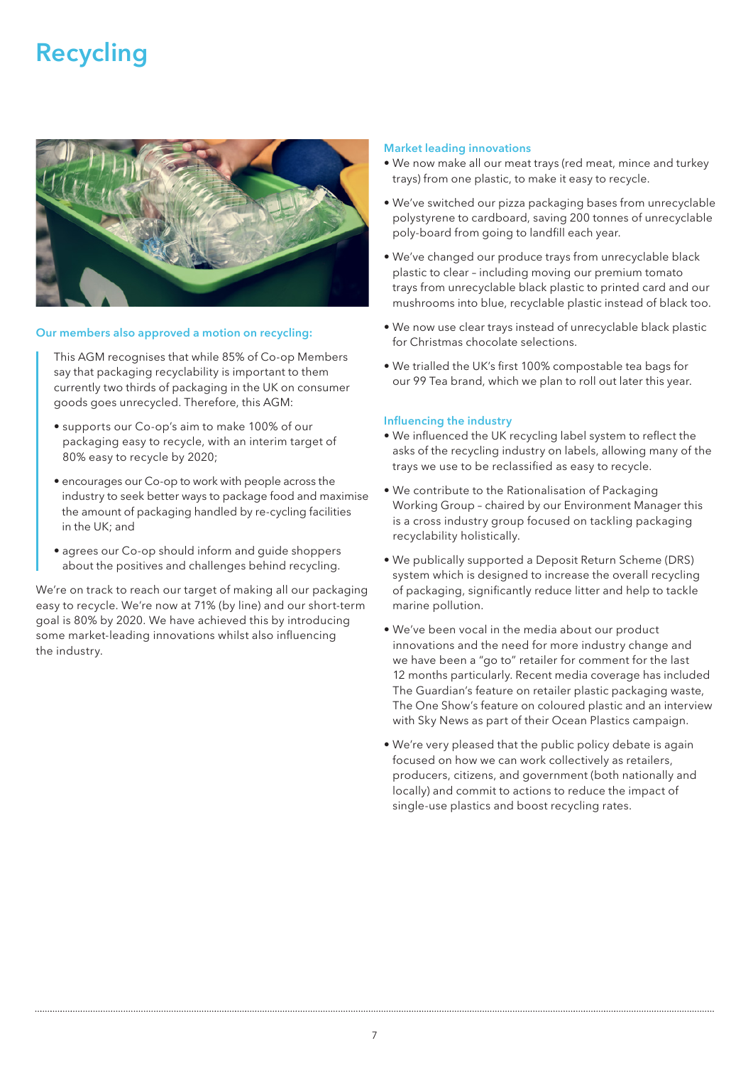# Recycling

### Our members also approved a motion on recycling:

> This AGM recognises that while 85% of Co-op Members say that packaging recyclability is important to them currently two thirds of packaging in the UK on consumer goods goes unrecycled. Therefore, this AGM:
>
> - supports our Co-op's aim to make 100% of our packaging easy to recycle, with an interim target of 80% easy to recycle by 2020;
> - encourages our Co-op to work with people across the industry to seek better ways to package food and maximise the amount of packaging handled by re-cycling facilities in the UK; and
> - agrees our Co-op should inform and guide shoppers about the positives and challenges behind recycling.

We're on track to reach our target of making all our packaging easy to recycle. We're now at 71% (by line) and our short-term goal is 80% by 2020. We have achieved this by introducing some market-leading innovations whilst also influencing the industry.

### Market leading innovations

- We now make all our meat trays (red meat, mince and turkey trays) from one plastic, to make it easy to recycle.
- We've switched our pizza packaging bases from unrecyclable polystyrene to cardboard, saving 200 tonnes of unrecyclable poly-board from going to landfill each year.
- We've changed our produce trays from unrecyclable black plastic to clear – including moving our premium tomato trays from unrecyclable black plastic to printed card and our mushrooms into blue, recyclable plastic instead of black too.
- We now use clear trays instead of unrecyclable black plastic for Christmas chocolate selections.
- We trialled the UK's first 100% compostable tea bags for our 99 Tea brand, which we plan to roll out later this year.

### Influencing the industry

- We influenced the UK recycling label system to reflect the asks of the recycling industry on labels, allowing many of the trays we use to be reclassified as easy to recycle.
- We contribute to the Rationalisation of Packaging Working Group – chaired by our Environment Manager this is a cross industry group focused on tackling packaging recyclability holistically.
- We publically supported a Deposit Return Scheme (DRS) system which is designed to increase the overall recycling of packaging, significantly reduce litter and help to tackle marine pollution.
- We've been vocal in the media about our product innovations and the need for more industry change and we have been a "go to" retailer for comment for the last 12 months particularly. Recent media coverage has included The Guardian's feature on retailer plastic packaging waste, The One Show's feature on coloured plastic and an interview with Sky News as part of their Ocean Plastics campaign.
- We're very pleased that the public policy debate is again focused on how we can work collectively as retailers, producers, citizens, and government (both nationally and locally) and commit to actions to reduce the impact of single-use plastics and boost recycling rates.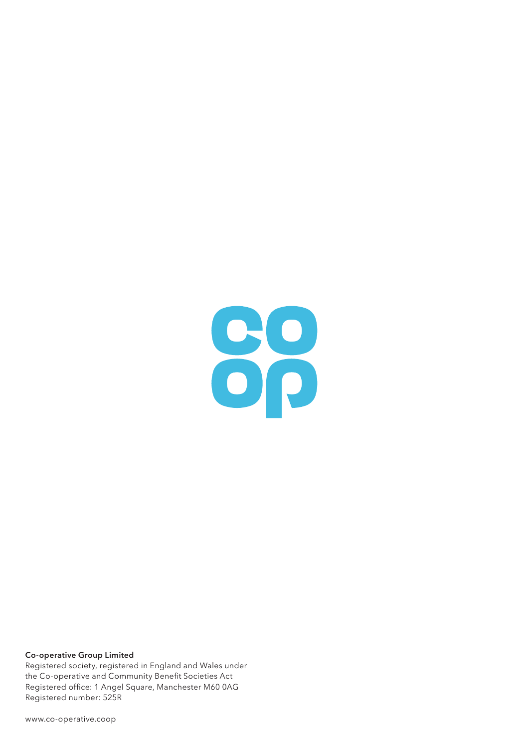**Co-operative Group Limited**
Registered society, registered in England and Wales under the Co-operative and Community Benefit Societies Act
Registered office: 1 Angel Square, Manchester M60 0AG
Registered number: 525R

www.co-operative.coop